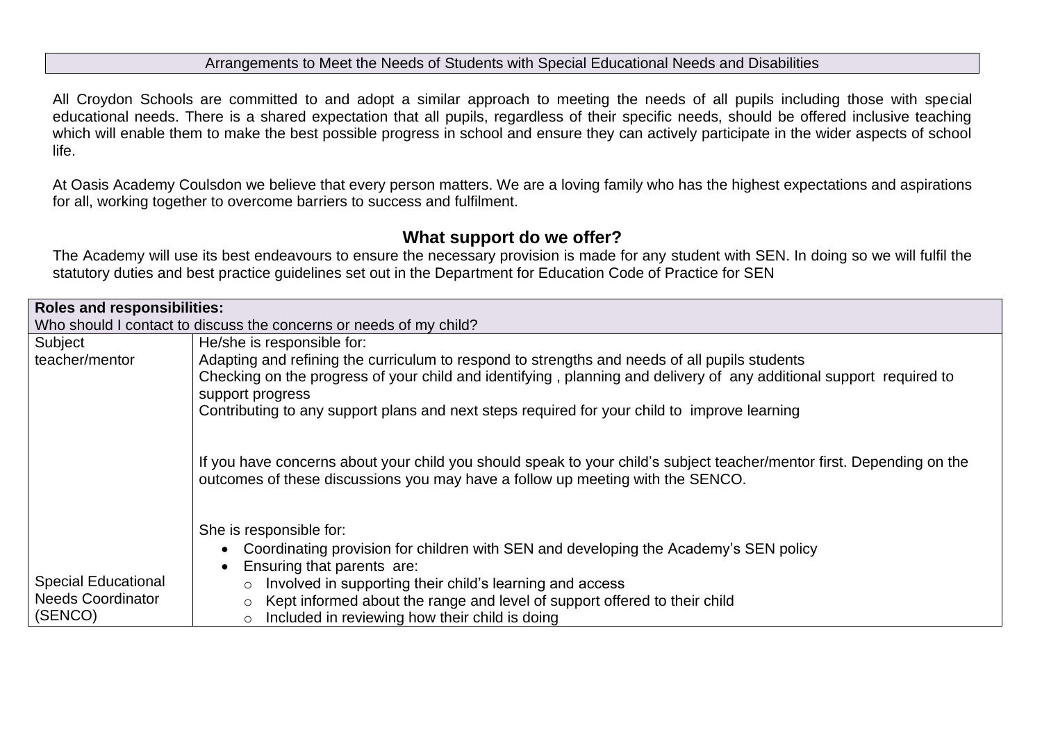## Arrangements to Meet the Needs of Students with Special Educational Needs and Disabilities

All Croydon Schools are committed to and adopt a similar approach to meeting the needs of all pupils including those with special educational needs. There is a shared expectation that all pupils, regardless of their specific needs, should be offered inclusive teaching which will enable them to make the best possible progress in school and ensure they can actively participate in the wider aspects of school life.

At Oasis Academy Coulsdon we believe that every person matters. We are a loving family who has the highest expectations and aspirations for all, working together to overcome barriers to success and fulfilment.

## What support do we offer?

The Academy will use its best endeavours to ensure the necessary provision is made for any student with SEN. In doing so we will fulfil the statutory duties and best practice guidelines set out in the Department for Education Code of Practice for SEN

| **Roles and responsibilities:**<br>Who should I contact to discuss the concerns or needs of my child? | |
|---|---|
| Subject teacher/mentor | He/she is responsible for:<br>Adapting and refining the curriculum to respond to strengths and needs of all pupils students<br>Checking on the progress of your child and identifying , planning and delivery of any additional support required to support progress<br>Contributing to any support plans and next steps required for your child to improve learning<br><br>If you have concerns about your child you should speak to your child's subject teacher/mentor first. Depending on the outcomes of these discussions you may have a follow up meeting with the SENCO. |
| Special Educational Needs Coordinator (SENCO) | She is responsible for:<br>• Coordinating provision for children with SEN and developing the Academy's SEN policy<br>• Ensuring that parents are:<br>  ○ Involved in supporting their child's learning and access<br>  ○ Kept informed about the range and level of support offered to their child<br>  ○ Included in reviewing how their child is doing |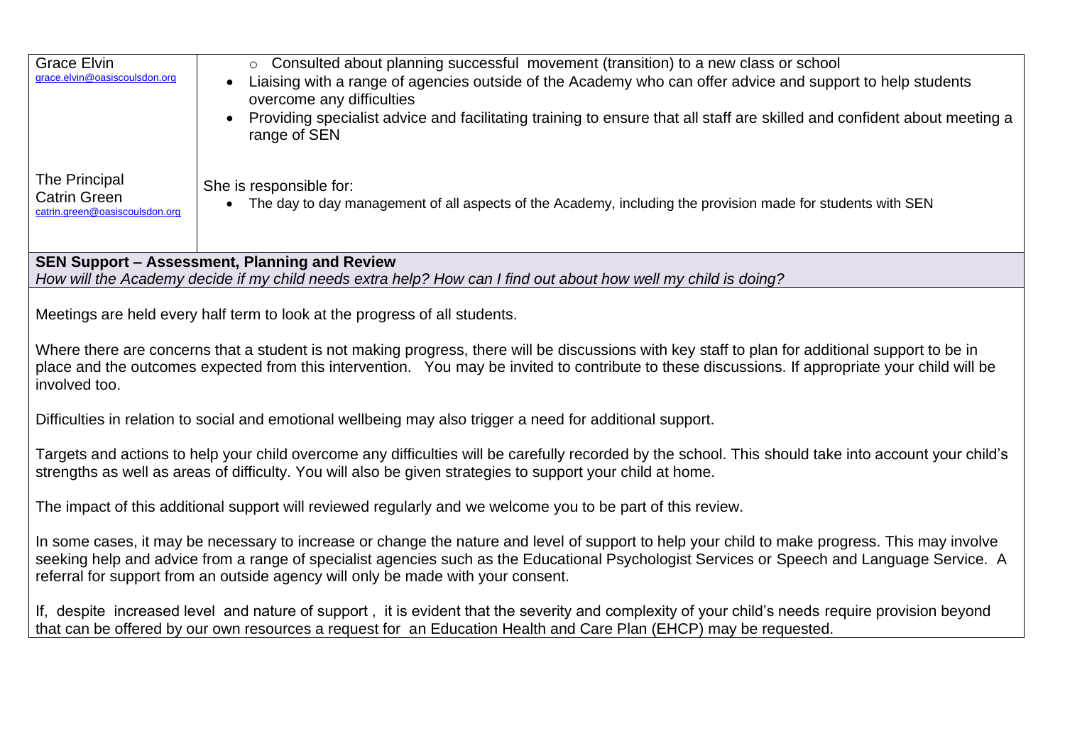| | |
|---|---|
| Grace Elvin<br>grace.elvin@oasiscoulsdon.org | ○ Consulted about planning successful movement (transition) to a new class or school<br>• Liaising with a range of agencies outside of the Academy who can offer advice and support to help students overcome any difficulties<br>• Providing specialist advice and facilitating training to ensure that all staff are skilled and confident about meeting a range of SEN |
| The Principal<br>Catrin Green<br>catrin.green@oasiscoulsdon.org | She is responsible for:<br>• The day to day management of all aspects of the Academy, including the provision made for students with SEN |

**SEN Support – Assessment, Planning and Review**

*How will the Academy decide if my child needs extra help? How can I find out about how well my child is doing?*

Meetings are held every half term to look at the progress of all students.

Where there are concerns that a student is not making progress, there will be discussions with key staff to plan for additional support to be in place and the outcomes expected from this intervention. You may be invited to contribute to these discussions. If appropriate your child will be involved too.

Difficulties in relation to social and emotional wellbeing may also trigger a need for additional support.

Targets and actions to help your child overcome any difficulties will be carefully recorded by the school. This should take into account your child's strengths as well as areas of difficulty. You will also be given strategies to support your child at home.

The impact of this additional support will reviewed regularly and we welcome you to be part of this review.

In some cases, it may be necessary to increase or change the nature and level of support to help your child to make progress. This may involve seeking help and advice from a range of specialist agencies such as the Educational Psychologist Services or Speech and Language Service. A referral for support from an outside agency will only be made with your consent.

If, despite increased level and nature of support , it is evident that the severity and complexity of your child's needs require provision beyond that can be offered by our own resources a request for an Education Health and Care Plan (EHCP) may be requested.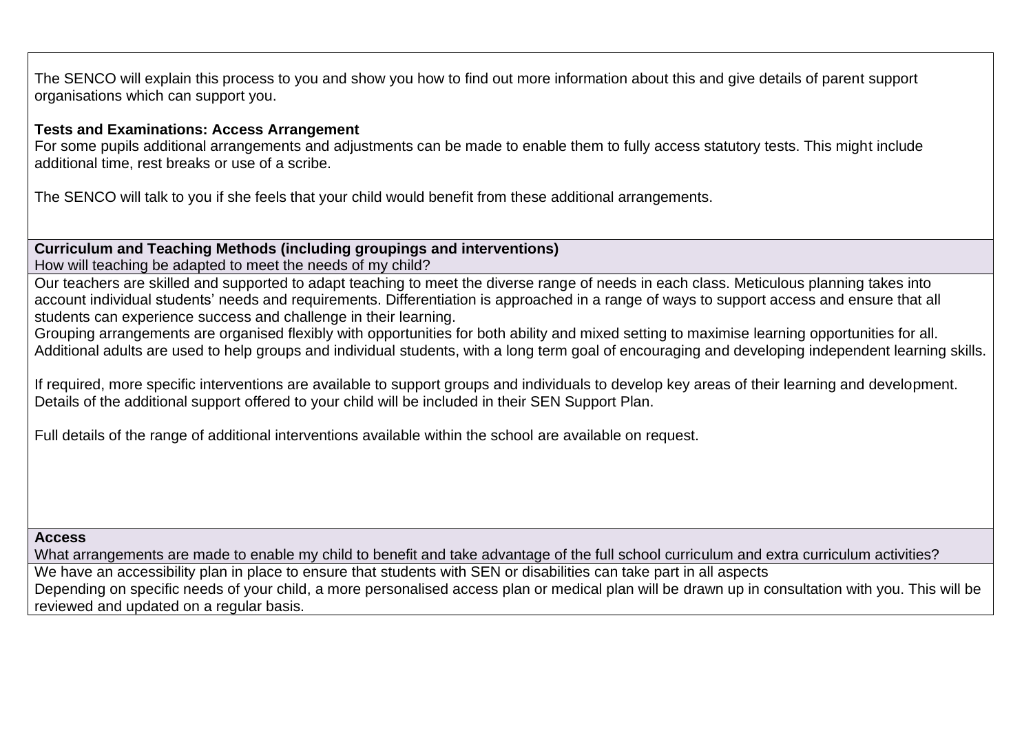The SENCO will explain this process to you and show you how to find out more information about this and give details of parent support organisations which can support you.

**Tests and Examinations: Access Arrangement**

For some pupils additional arrangements and adjustments can be made to enable them to fully access statutory tests. This might include additional time, rest breaks or use of a scribe.

The SENCO will talk to you if she feels that your child would benefit from these additional arrangements.

**Curriculum and Teaching Methods (including groupings and interventions)**

How will teaching be adapted to meet the needs of my child?

Our teachers are skilled and supported to adapt teaching to meet the diverse range of needs in each class. Meticulous planning takes into account individual students' needs and requirements. Differentiation is approached in a range of ways to support access and ensure that all students can experience success and challenge in their learning.

Grouping arrangements are organised flexibly with opportunities for both ability and mixed setting to maximise learning opportunities for all. Additional adults are used to help groups and individual students, with a long term goal of encouraging and developing independent learning skills.

If required, more specific interventions are available to support groups and individuals to develop key areas of their learning and development. Details of the additional support offered to your child will be included in their SEN Support Plan.

Full details of the range of additional interventions available within the school are available on request.

**Access**

What arrangements are made to enable my child to benefit and take advantage of the full school curriculum and extra curriculum activities?

We have an accessibility plan in place to ensure that students with SEN or disabilities can take part in all aspects

Depending on specific needs of your child, a more personalised access plan or medical plan will be drawn up in consultation with you. This will be reviewed and updated on a regular basis.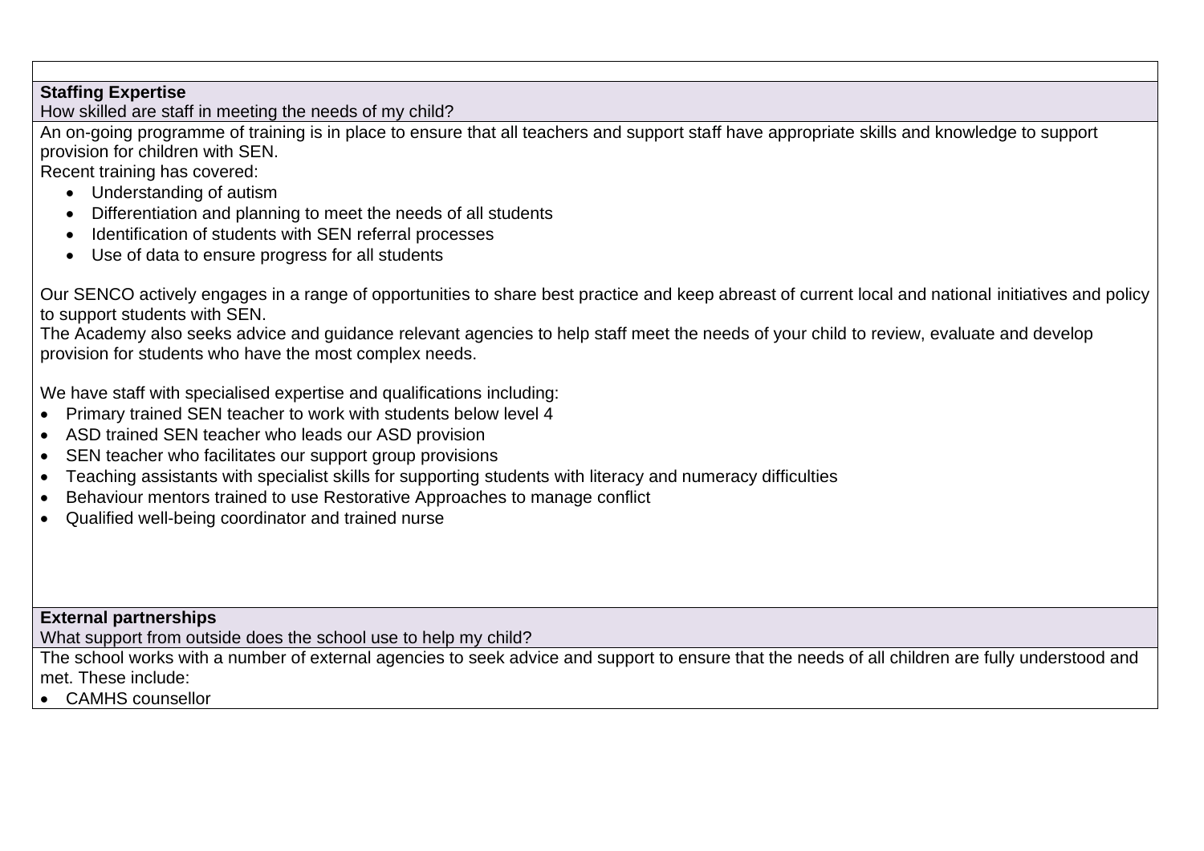**Staffing Expertise**

How skilled are staff in meeting the needs of my child?

An on-going programme of training is in place to ensure that all teachers and support staff have appropriate skills and knowledge to support provision for children with SEN.

Recent training has covered:

- Understanding of autism
- Differentiation and planning to meet the needs of all students
- Identification of students with SEN referral processes
- Use of data to ensure progress for all students

Our SENCO actively engages in a range of opportunities to share best practice and keep abreast of current local and national initiatives and policy to support students with SEN.

The Academy also seeks advice and guidance relevant agencies to help staff meet the needs of your child to review, evaluate and develop provision for students who have the most complex needs.

We have staff with specialised expertise and qualifications including:

- Primary trained SEN teacher to work with students below level 4
- ASD trained SEN teacher who leads our ASD provision
- SEN teacher who facilitates our support group provisions
- Teaching assistants with specialist skills for supporting students with literacy and numeracy difficulties
- Behaviour mentors trained to use Restorative Approaches to manage conflict
- Qualified well-being coordinator and trained nurse

**External partnerships**

What support from outside does the school use to help my child?

The school works with a number of external agencies to seek advice and support to ensure that the needs of all children are fully understood and met. These include:

- CAMHS counsellor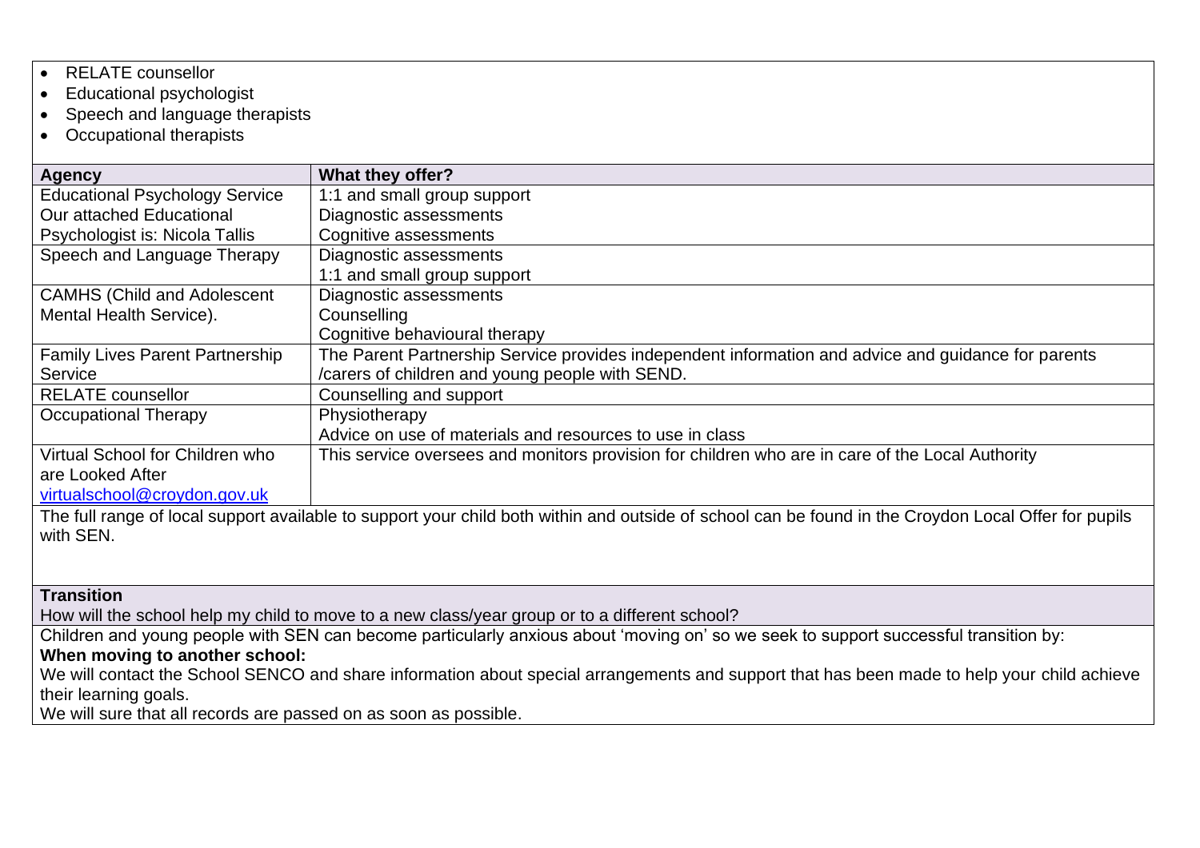- RELATE counsellor
- Educational psychologist
- Speech and language therapists
- Occupational therapists

| Agency | What they offer? |
|---|---|
| Educational Psychology Service Our attached Educational Psychologist is: Nicola Tallis | 1:1 and small group support<br>Diagnostic assessments<br>Cognitive assessments |
| Speech and Language Therapy | Diagnostic assessments<br>1:1 and small group support |
| CAMHS (Child and Adolescent Mental Health Service). | Diagnostic assessments<br>Counselling<br>Cognitive behavioural therapy |
| Family Lives Parent Partnership Service | The Parent Partnership Service provides independent information and advice and guidance for parents /carers of children and young people with SEND. |
| RELATE counsellor | Counselling and support |
| Occupational Therapy | Physiotherapy<br>Advice on use of materials and resources to use in class |
| Virtual School for Children who are Looked After [virtualschool@croydon.gov.uk](mailto:virtualschool@croydon.gov.uk) | This service oversees and monitors provision for children who are in care of the Local Authority |

The full range of local support available to support your child both within and outside of school can be found in the Croydon Local Offer for pupils with SEN.

**Transition**

How will the school help my child to move to a new class/year group or to a different school?

Children and young people with SEN can become particularly anxious about 'moving on' so we seek to support successful transition by:

**When moving to another school:**

We will contact the School SENCO and share information about special arrangements and support that has been made to help your child achieve their learning goals.

We will sure that all records are passed on as soon as possible.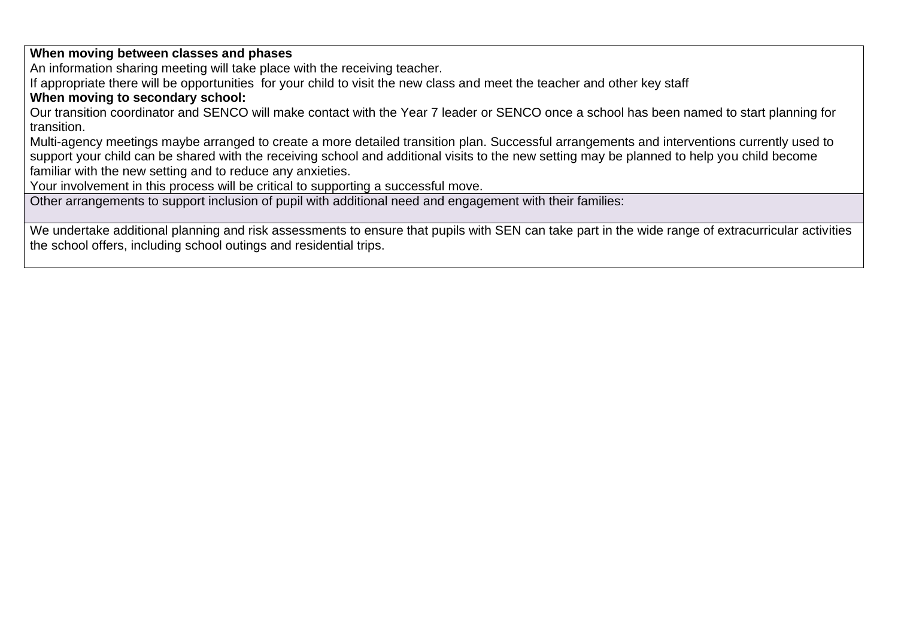**When moving between classes and phases**

An information sharing meeting will take place with the receiving teacher.

If appropriate there will be opportunities  for your child to visit the new class and meet the teacher and other key staff

**When moving to secondary school:**

Our transition coordinator and SENCO will make contact with the Year 7 leader or SENCO once a school has been named to start planning for transition.

Multi-agency meetings maybe arranged to create a more detailed transition plan. Successful arrangements and interventions currently used to support your child can be shared with the receiving school and additional visits to the new setting may be planned to help you child become familiar with the new setting and to reduce any anxieties.

Your involvement in this process will be critical to supporting a successful move.

Other arrangements to support inclusion of pupil with additional need and engagement with their families:

We undertake additional planning and risk assessments to ensure that pupils with SEN can take part in the wide range of extracurricular activities the school offers, including school outings and residential trips.